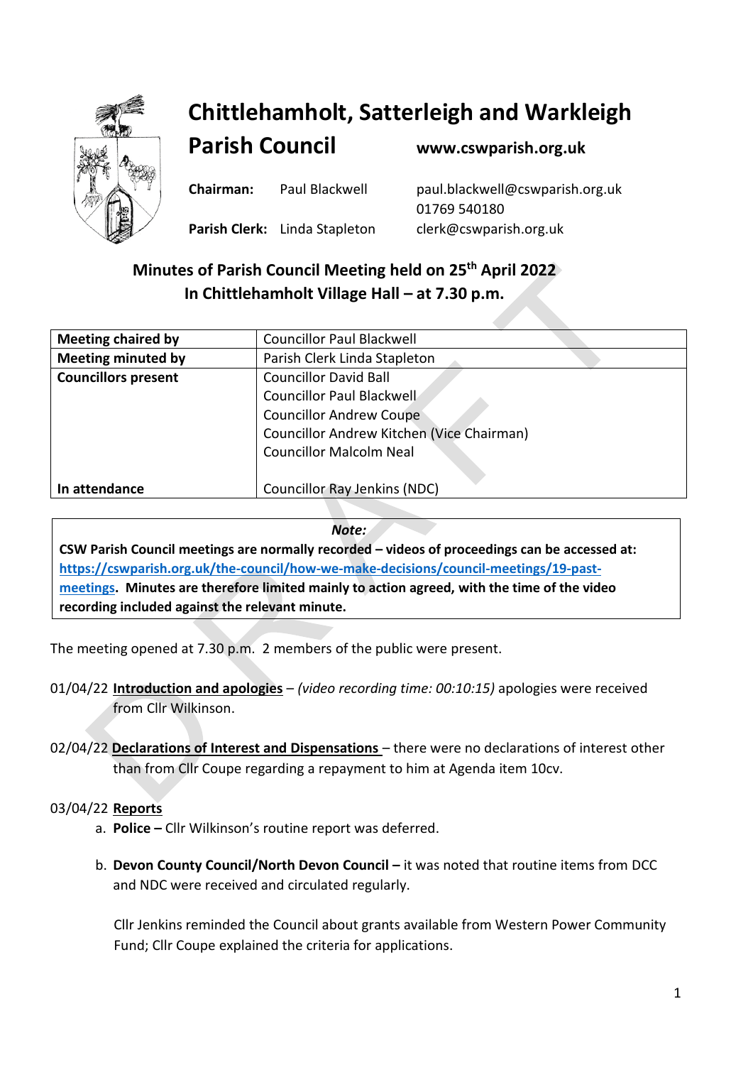# Chittlehamholt, Satterleigh and Warkleigh Parish Council

**www.cswparish.org.uk**

**Chairman:** Paul Blackwell — paul.blackwell@cswparish.org.uk, 01769 540180

**Parish Clerk:** Linda Stapleton — clerk@cswparish.org.uk

## Minutes of Parish Council Meeting held on 25th April 2022
## In Chittlehamholt Village Hall – at 7.30 p.m.

| Meeting chaired by | Councillor Paul Blackwell |
|---|---|
| Meeting minuted by | Parish Clerk Linda Stapleton |
| Councillors present | Councillor David Ball<br>Councillor Paul Blackwell<br>Councillor Andrew Coupe<br>Councillor Andrew Kitchen (Vice Chairman)<br>Councillor Malcolm Neal |
| In attendance | Councillor Ray Jenkins (NDC) |

> *Note:*
> **CSW Parish Council meetings are normally recorded – videos of proceedings can be accessed at: https://cswparish.org.uk/the-council/how-we-make-decisions/council-meetings/19-past-meetings. Minutes are therefore limited mainly to action agreed, with the time of the video recording included against the relevant minute.**

The meeting opened at 7.30 p.m. 2 members of the public were present.

01/04/22 **Introduction and apologies** – *(video recording time: 00:10:15)* apologies were received from Cllr Wilkinson.

02/04/22 **Declarations of Interest and Dispensations** – there were no declarations of interest other than from Cllr Coupe regarding a repayment to him at Agenda item 10cv.

03/04/22 **Reports**

a. **Police –** Cllr Wilkinson's routine report was deferred.

b. **Devon County Council/North Devon Council –** it was noted that routine items from DCC and NDC were received and circulated regularly.

   Cllr Jenkins reminded the Council about grants available from Western Power Community Fund; Cllr Coupe explained the criteria for applications.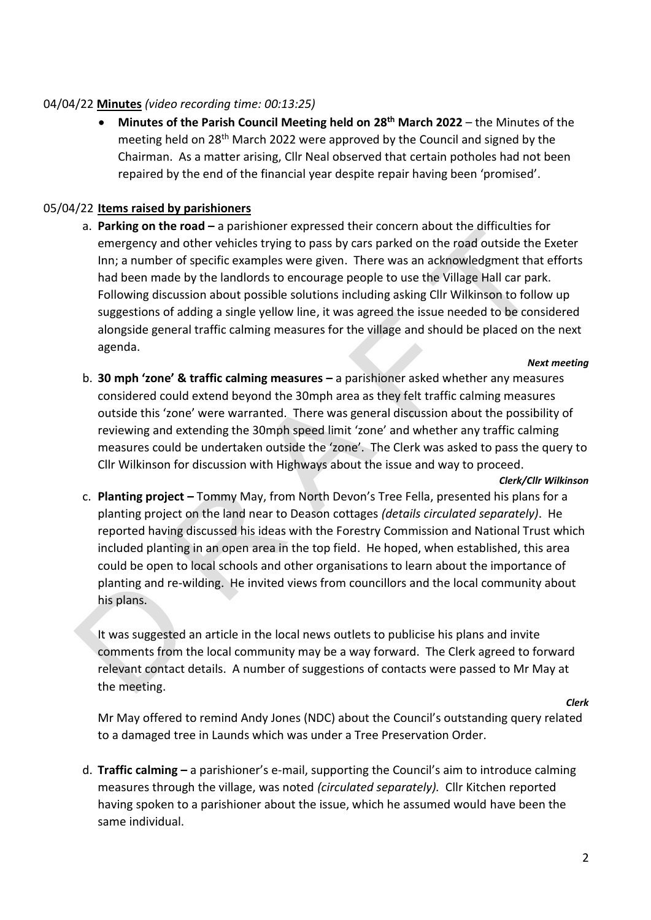04/04/22 **Minutes** *(video recording time: 00:13:25)*

- **Minutes of the Parish Council Meeting held on 28th March 2022** – the Minutes of the meeting held on 28th March 2022 were approved by the Council and signed by the Chairman. As a matter arising, Cllr Neal observed that certain potholes had not been repaired by the end of the financial year despite repair having been 'promised'.

05/04/22 **Items raised by parishioners**

a. **Parking on the road –** a parishioner expressed their concern about the difficulties for emergency and other vehicles trying to pass by cars parked on the road outside the Exeter Inn; a number of specific examples were given. There was an acknowledgment that efforts had been made by the landlords to encourage people to use the Village Hall car park. Following discussion about possible solutions including asking Cllr Wilkinson to follow up suggestions of adding a single yellow line, it was agreed the issue needed to be considered alongside general traffic calming measures for the village and should be placed on the next agenda.

***Next meeting***

b. **30 mph 'zone' & traffic calming measures –** a parishioner asked whether any measures considered could extend beyond the 30mph area as they felt traffic calming measures outside this 'zone' were warranted. There was general discussion about the possibility of reviewing and extending the 30mph speed limit 'zone' and whether any traffic calming measures could be undertaken outside the 'zone'. The Clerk was asked to pass the query to Cllr Wilkinson for discussion with Highways about the issue and way to proceed.

***Clerk/Cllr Wilkinson***

c. **Planting project –** Tommy May, from North Devon's Tree Fella, presented his plans for a planting project on the land near to Deason cottages *(details circulated separately)*. He reported having discussed his ideas with the Forestry Commission and National Trust which included planting in an open area in the top field. He hoped, when established, this area could be open to local schools and other organisations to learn about the importance of planting and re-wilding. He invited views from councillors and the local community about his plans.

   It was suggested an article in the local news outlets to publicise his plans and invite comments from the local community may be a way forward. The Clerk agreed to forward relevant contact details. A number of suggestions of contacts were passed to Mr May at the meeting.

***Clerk***

   Mr May offered to remind Andy Jones (NDC) about the Council's outstanding query related to a damaged tree in Launds which was under a Tree Preservation Order.

d. **Traffic calming –** a parishioner's e-mail, supporting the Council's aim to introduce calming measures through the village, was noted *(circulated separately).* Cllr Kitchen reported having spoken to a parishioner about the issue, which he assumed would have been the same individual.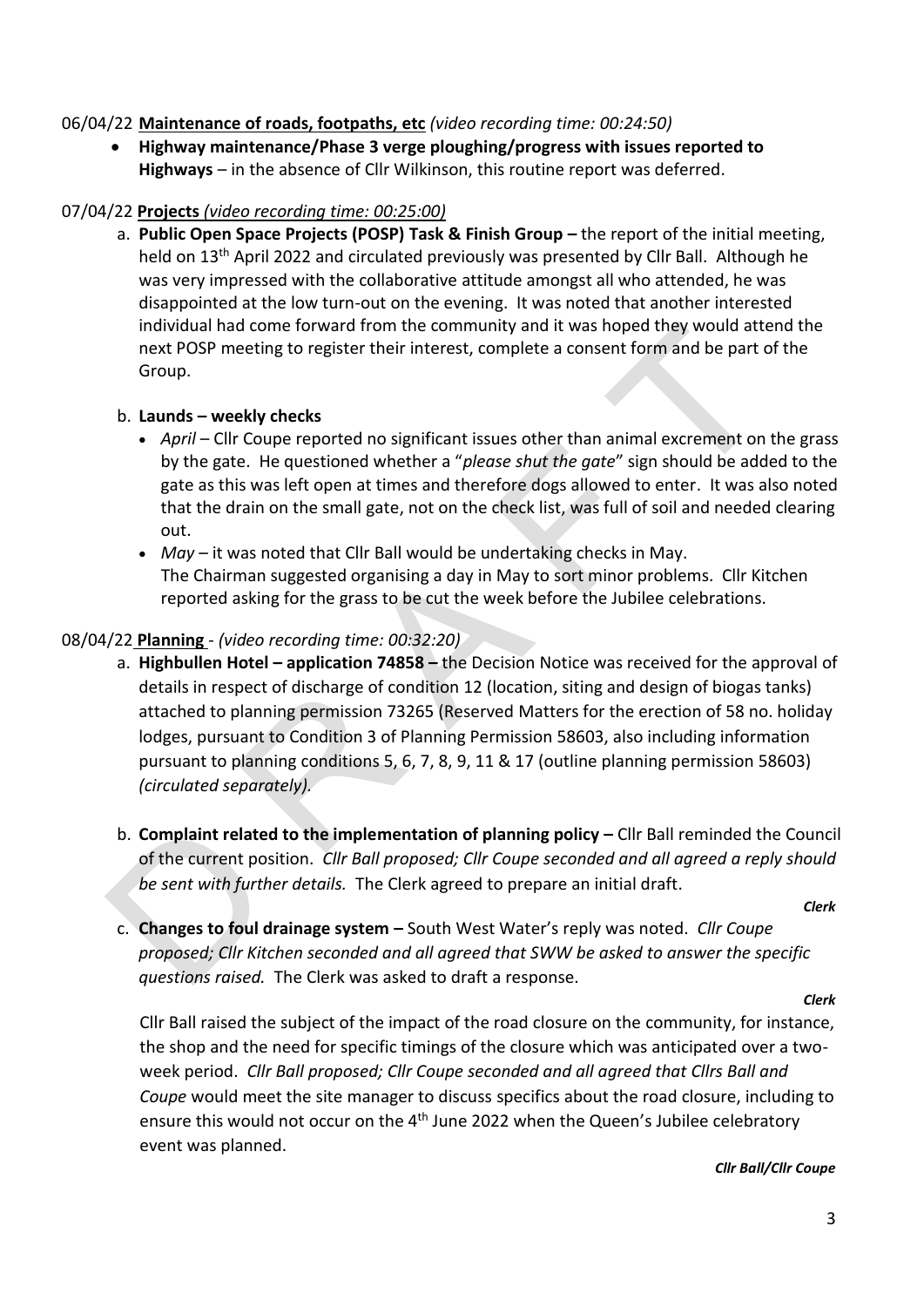06/04/22 **Maintenance of roads, footpaths, etc** *(video recording time: 00:24:50)*

- **Highway maintenance/Phase 3 verge ploughing/progress with issues reported to Highways** – in the absence of Cllr Wilkinson, this routine report was deferred.

07/04/22 **Projects** *(video recording time: 00:25:00)*

a. **Public Open Space Projects (POSP) Task & Finish Group –** the report of the initial meeting, held on 13th April 2022 and circulated previously was presented by Cllr Ball. Although he was very impressed with the collaborative attitude amongst all who attended, he was disappointed at the low turn-out on the evening. It was noted that another interested individual had come forward from the community and it was hoped they would attend the next POSP meeting to register their interest, complete a consent form and be part of the Group.

b. **Launds – weekly checks**

- *April* – Cllr Coupe reported no significant issues other than animal excrement on the grass by the gate. He questioned whether a "*please shut the gate*" sign should be added to the gate as this was left open at times and therefore dogs allowed to enter. It was also noted that the drain on the small gate, not on the check list, was full of soil and needed clearing out.
- *May* – it was noted that Cllr Ball would be undertaking checks in May. The Chairman suggested organising a day in May to sort minor problems. Cllr Kitchen reported asking for the grass to be cut the week before the Jubilee celebrations.

08/04/22 **Planning** - *(video recording time: 00:32:20)*

a. **Highbullen Hotel – application 74858 –** the Decision Notice was received for the approval of details in respect of discharge of condition 12 (location, siting and design of biogas tanks) attached to planning permission 73265 (Reserved Matters for the erection of 58 no. holiday lodges, pursuant to Condition 3 of Planning Permission 58603, also including information pursuant to planning conditions 5, 6, 7, 8, 9, 11 & 17 (outline planning permission 58603) *(circulated separately).*

b. **Complaint related to the implementation of planning policy –** Cllr Ball reminded the Council of the current position. *Cllr Ball proposed; Cllr Coupe seconded and all agreed a reply should be sent with further details.* The Clerk agreed to prepare an initial draft.

***Clerk***

c. **Changes to foul drainage system –** South West Water's reply was noted. *Cllr Coupe proposed; Cllr Kitchen seconded and all agreed that SWW be asked to answer the specific questions raised.* The Clerk was asked to draft a response.

***Clerk***

Cllr Ball raised the subject of the impact of the road closure on the community, for instance, the shop and the need for specific timings of the closure which was anticipated over a two-week period. *Cllr Ball proposed; Cllr Coupe seconded and all agreed that Cllrs Ball and Coupe* would meet the site manager to discuss specifics about the road closure, including to ensure this would not occur on the 4th June 2022 when the Queen's Jubilee celebratory event was planned.

***Cllr Ball/Cllr Coupe***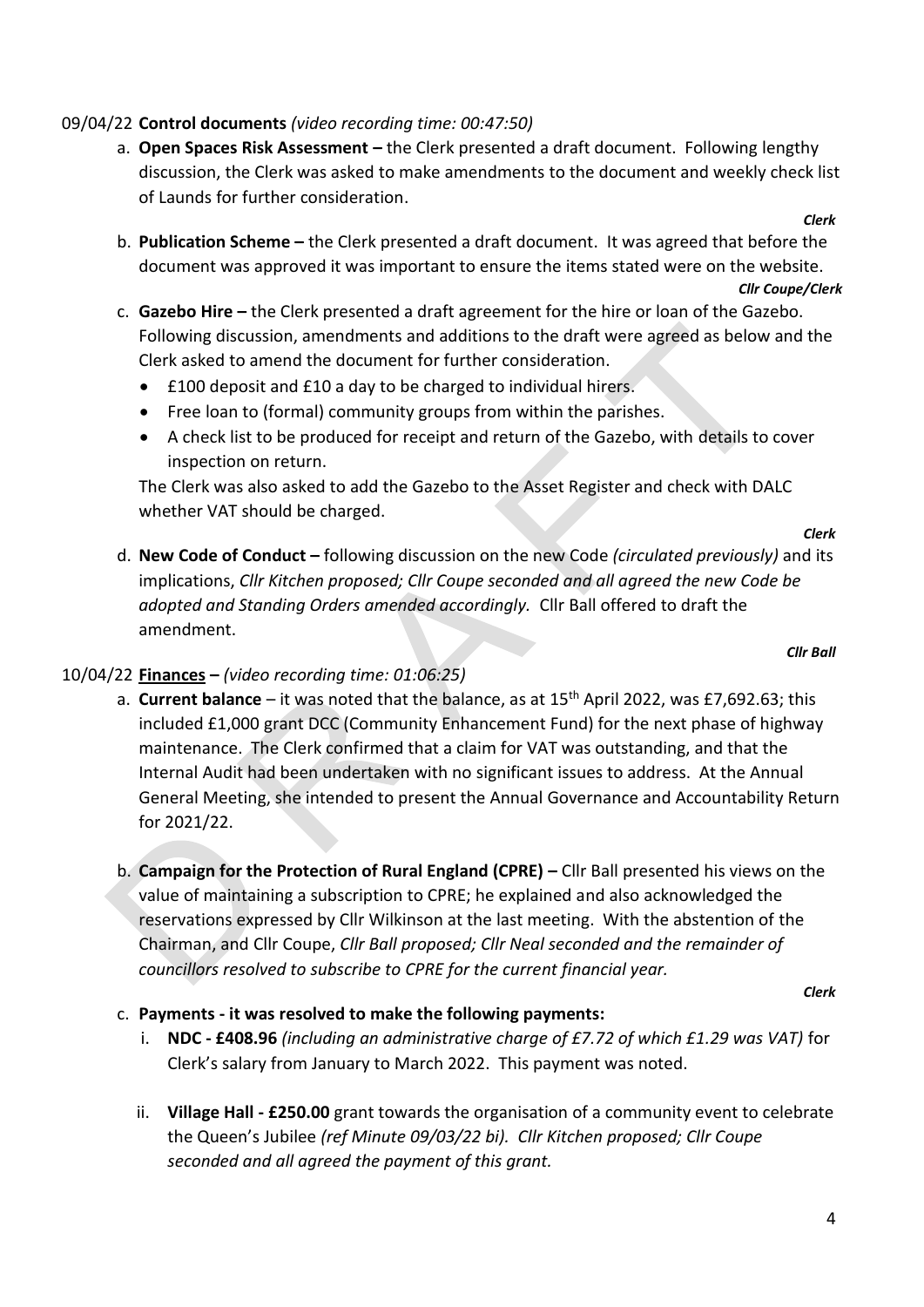09/04/22 **Control documents** *(video recording time: 00:47:50)*

a. **Open Spaces Risk Assessment –** the Clerk presented a draft document. Following lengthy discussion, the Clerk was asked to make amendments to the document and weekly check list of Launds for further consideration.

***Clerk***

b. **Publication Scheme –** the Clerk presented a draft document. It was agreed that before the document was approved it was important to ensure the items stated were on the website.

***Cllr Coupe/Clerk***

c. **Gazebo Hire –** the Clerk presented a draft agreement for the hire or loan of the Gazebo. Following discussion, amendments and additions to the draft were agreed as below and the Clerk asked to amend the document for further consideration.
   - £100 deposit and £10 a day to be charged to individual hirers.
   - Free loan to (formal) community groups from within the parishes.
   - A check list to be produced for receipt and return of the Gazebo, with details to cover inspection on return.

   The Clerk was also asked to add the Gazebo to the Asset Register and check with DALC whether VAT should be charged.

***Clerk***

d. **New Code of Conduct –** following discussion on the new Code *(circulated previously)* and its implications, *Cllr Kitchen proposed; Cllr Coupe seconded and all agreed the new Code be adopted and Standing Orders amended accordingly.* Cllr Ball offered to draft the amendment.

***Cllr Ball***

10/04/22 **Finances –** *(video recording time: 01:06:25)*

a. **Current balance** – it was noted that the balance, as at 15th April 2022, was £7,692.63; this included £1,000 grant DCC (Community Enhancement Fund) for the next phase of highway maintenance. The Clerk confirmed that a claim for VAT was outstanding, and that the Internal Audit had been undertaken with no significant issues to address. At the Annual General Meeting, she intended to present the Annual Governance and Accountability Return for 2021/22.

b. **Campaign for the Protection of Rural England (CPRE) –** Cllr Ball presented his views on the value of maintaining a subscription to CPRE; he explained and also acknowledged the reservations expressed by Cllr Wilkinson at the last meeting. With the abstention of the Chairman, and Cllr Coupe, *Cllr Ball proposed; Cllr Neal seconded and the remainder of councillors resolved to subscribe to CPRE for the current financial year.*

***Clerk***

c. **Payments - it was resolved to make the following payments:**
   i. **NDC - £408.96** *(including an administrative charge of £7.72 of which £1.29 was VAT)* for Clerk's salary from January to March 2022. This payment was noted.
   ii. **Village Hall - £250.00** grant towards the organisation of a community event to celebrate the Queen's Jubilee *(ref Minute 09/03/22 bi). Cllr Kitchen proposed; Cllr Coupe seconded and all agreed the payment of this grant.*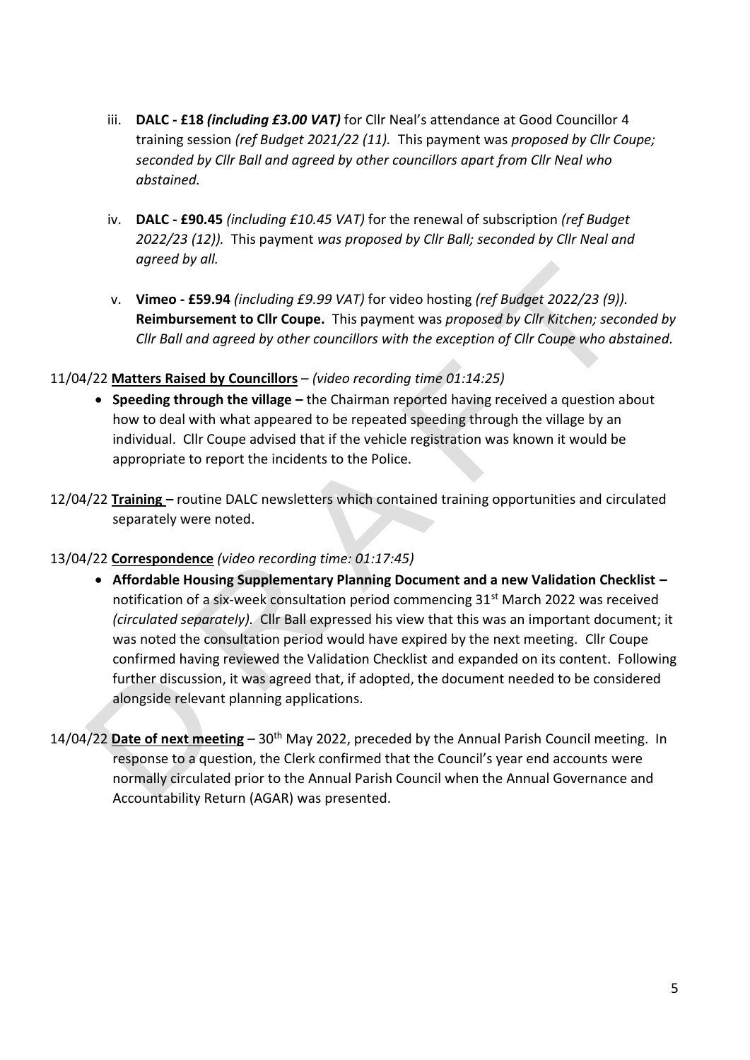iii. **DALC - £18** ***(including £3.00 VAT)*** for Cllr Neal's attendance at Good Councillor 4 training session *(ref Budget 2021/22 (11).* This payment was *proposed by Cllr Coupe; seconded by Cllr Ball and agreed by other councillors apart from Cllr Neal who abstained.*

iv. **DALC - £90.45** *(including £10.45 VAT)* for the renewal of subscription *(ref Budget 2022/23 (12)).* This payment *was proposed by Cllr Ball; seconded by Cllr Neal and agreed by all.*

v. **Vimeo - £59.94** *(including £9.99 VAT)* for video hosting *(ref Budget 2022/23 (9)).* **Reimbursement to Cllr Coupe.** This payment was *proposed by Cllr Kitchen; seconded by Cllr Ball and agreed by other councillors with the exception of Cllr Coupe who abstained.*

11/04/22 **Matters Raised by Councillors** – *(video recording time 01:14:25)*

- **Speeding through the village –** the Chairman reported having received a question about how to deal with what appeared to be repeated speeding through the village by an individual. Cllr Coupe advised that if the vehicle registration was known it would be appropriate to report the incidents to the Police.

12/04/22 **Training –** routine DALC newsletters which contained training opportunities and circulated separately were noted.

13/04/22 **Correspondence** *(video recording time: 01:17:45)*

- **Affordable Housing Supplementary Planning Document and a new Validation Checklist –** notification of a six-week consultation period commencing 31st March 2022 was received *(circulated separately).* Cllr Ball expressed his view that this was an important document; it was noted the consultation period would have expired by the next meeting. Cllr Coupe confirmed having reviewed the Validation Checklist and expanded on its content. Following further discussion, it was agreed that, if adopted, the document needed to be considered alongside relevant planning applications.

14/04/22 **Date of next meeting** – 30th May 2022, preceded by the Annual Parish Council meeting. In response to a question, the Clerk confirmed that the Council's year end accounts were normally circulated prior to the Annual Parish Council when the Annual Governance and Accountability Return (AGAR) was presented.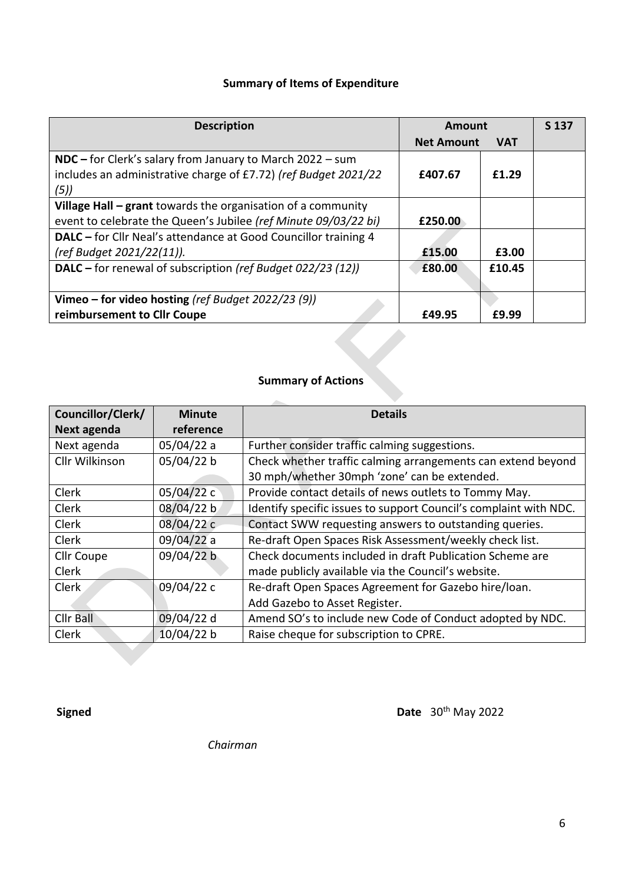## Summary of Items of Expenditure

| Description | Amount | | S 137 |
|---|---|---|---|
| | Net Amount | VAT | |
| **NDC –** for Clerk's salary from January to March 2022 – sum includes an administrative charge of £7.72) *(ref Budget 2021/22 (5))* | **£407.67** | **£1.29** | |
| **Village Hall – grant** towards the organisation of a community event to celebrate the Queen's Jubilee *(ref Minute 09/03/22 bi)* | **£250.00** | | |
| **DALC –** for Cllr Neal's attendance at Good Councillor training 4 *(ref Budget 2021/22(11)).* | **£15.00** | **£3.00** | |
| **DALC –** for renewal of subscription *(ref Budget 022/23 (12))* | **£80.00** | **£10.45** | |
| **Vimeo – for video hosting** *(ref Budget 2022/23 (9))* **reimbursement to Cllr Coupe** | **£49.95** | **£9.99** | |

## Summary of Actions

| Councillor/Clerk/ Next agenda | Minute reference | Details |
|---|---|---|
| Next agenda | 05/04/22 a | Further consider traffic calming suggestions. |
| Cllr Wilkinson | 05/04/22 b | Check whether traffic calming arrangements can extend beyond 30 mph/whether 30mph 'zone' can be extended. |
| Clerk | 05/04/22 c | Provide contact details of news outlets to Tommy May. |
| Clerk | 08/04/22 b | Identify specific issues to support Council's complaint with NDC. |
| Clerk | 08/04/22 c | Contact SWW requesting answers to outstanding queries. |
| Clerk | 09/04/22 a | Re-draft Open Spaces Risk Assessment/weekly check list. |
| Cllr Coupe Clerk | 09/04/22 b | Check documents included in draft Publication Scheme are made publicly available via the Council's website. |
| Clerk | 09/04/22 c | Re-draft Open Spaces Agreement for Gazebo hire/loan. Add Gazebo to Asset Register. |
| Cllr Ball | 09/04/22 d | Amend SO's to include new Code of Conduct adopted by NDC. |
| Clerk | 10/04/22 b | Raise cheque for subscription to CPRE. |

**Signed** **Date** 30th May 2022

*Chairman*